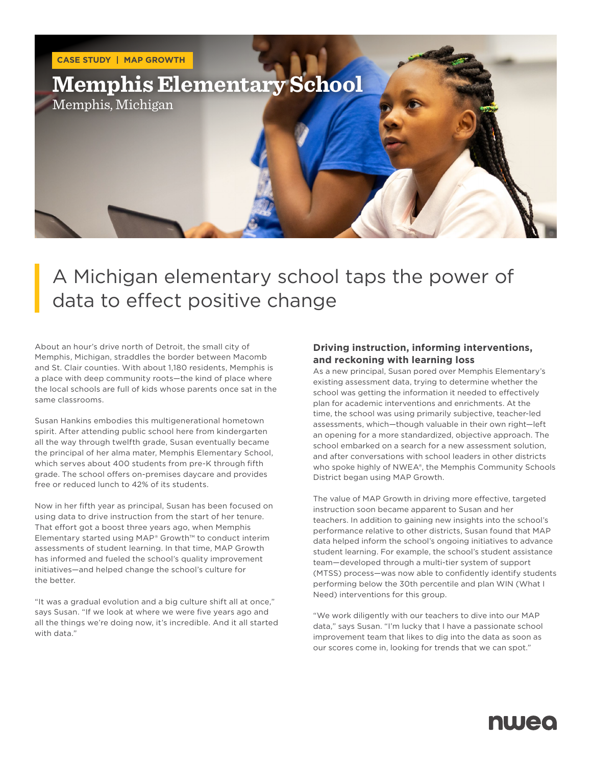CASE STUDY | MAP GROWTH

# Memphis Elementary School

Memphis, Michigan

## A Michigan elementary school taps the power of data to effect positive change

About an hour's drive north of Detroit, the small city of Memphis, Michigan, straddles the border between Macomb and St. Clair counties. With about 1,180 residents, Memphis is a place with deep community roots—the kind of place where the local schools are full of kids whose parents once sat in the same classrooms.

Susan Hankins embodies this multigenerational hometown spirit. After attending public school here from kindergarten all the way through twelfth grade, Susan eventually became the principal of her alma mater, Memphis Elementary School, which serves about 400 students from pre-K through fifth grade. The school offers on-premises daycare and provides free or reduced lunch to 42% of its students.

Now in her fifth year as principal, Susan has been focused on using data to drive instruction from the start of her tenure. That effort got a boost three years ago, when Memphis Elementary started using MAP® Growth™ to conduct interim assessments of student learning. In that time, MAP Growth has informed and fueled the school's quality improvement initiatives—and helped change the school's culture for the better.

"It was a gradual evolution and a big culture shift all at once," says Susan. "If we look at where we were five years ago and all the things we're doing now, it's incredible. And it all started with data."

### Driving instruction, informing interventions, and reckoning with learning loss

As a new principal, Susan pored over Memphis Elementary's existing assessment data, trying to determine whether the school was getting the information it needed to effectively plan for academic interventions and enrichments. At the time, the school was using primarily subjective, teacher-led assessments, which—though valuable in their own right—left an opening for a more standardized, objective approach. The school embarked on a search for a new assessment solution, and after conversations with school leaders in other districts who spoke highly of NWEA®, the Memphis Community Schools District began using MAP Growth.

The value of MAP Growth in driving more effective, targeted instruction soon became apparent to Susan and her teachers. In addition to gaining new insights into the school's performance relative to other districts, Susan found that MAP data helped inform the school's ongoing initiatives to advance student learning. For example, the school's student assistance team—developed through a multi-tier system of support (MTSS) process—was now able to confidently identify students performing below the 30th percentile and plan WIN (What I Need) interventions for this group.

"We work diligently with our teachers to dive into our MAP data," says Susan. "I'm lucky that I have a passionate school improvement team that likes to dig into the data as soon as our scores come in, looking for trends that we can spot."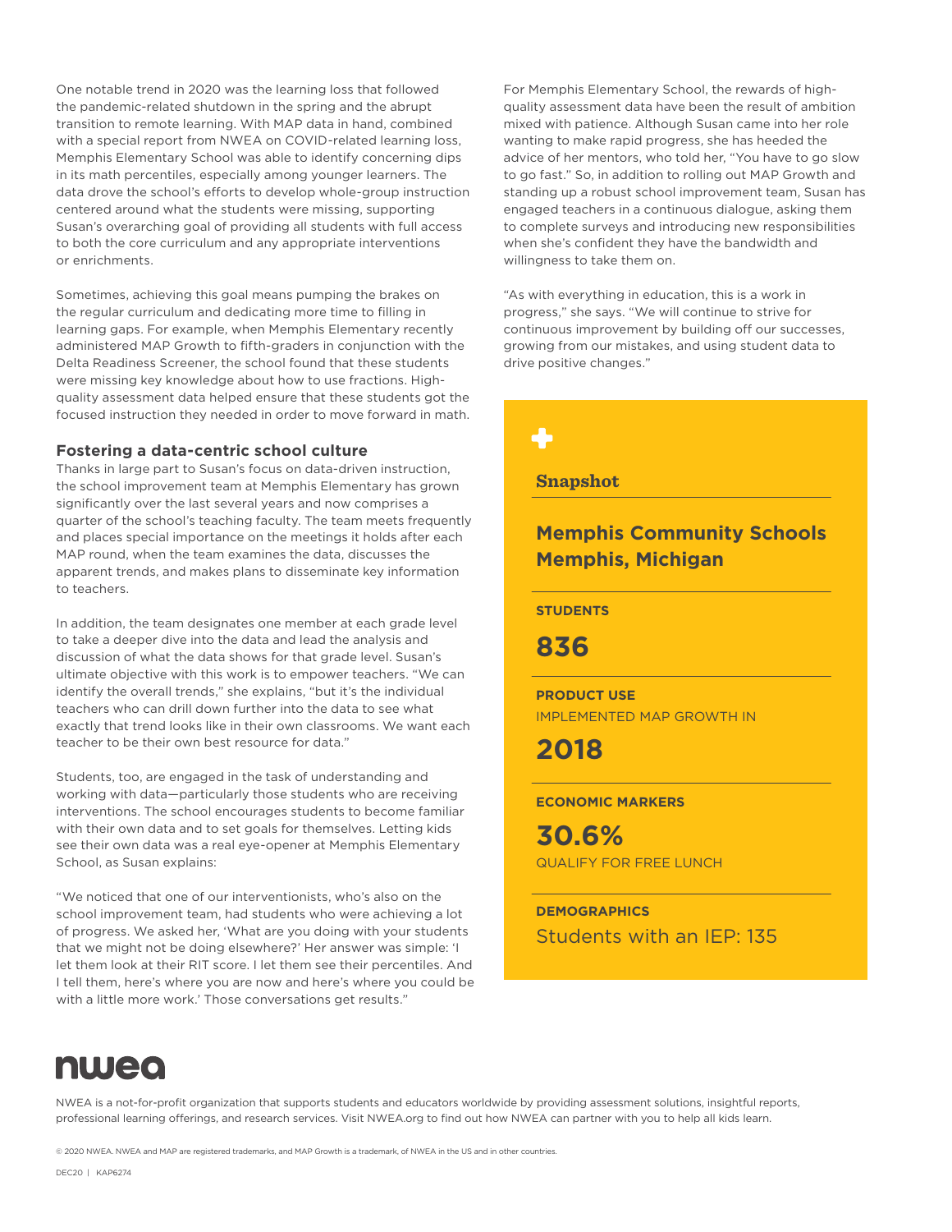One notable trend in 2020 was the learning loss that followed the pandemic-related shutdown in the spring and the abrupt transition to remote learning. With MAP data in hand, combined with a special report from NWEA on COVID-related learning loss, Memphis Elementary School was able to identify concerning dips in its math percentiles, especially among younger learners. The data drove the school's efforts to develop whole-group instruction centered around what the students were missing, supporting Susan's overarching goal of providing all students with full access to both the core curriculum and any appropriate interventions or enrichments.

Sometimes, achieving this goal means pumping the brakes on the regular curriculum and dedicating more time to filling in learning gaps. For example, when Memphis Elementary recently administered MAP Growth to fifth-graders in conjunction with the Delta Readiness Screener, the school found that these students were missing key knowledge about how to use fractions. High-quality assessment data helped ensure that these students got the focused instruction they needed in order to move forward in math.

### Fostering a data-centric school culture

Thanks in large part to Susan's focus on data-driven instruction, the school improvement team at Memphis Elementary has grown significantly over the last several years and now comprises a quarter of the school's teaching faculty. The team meets frequently and places special importance on the meetings it holds after each MAP round, when the team examines the data, discusses the apparent trends, and makes plans to disseminate key information to teachers.

In addition, the team designates one member at each grade level to take a deeper dive into the data and lead the analysis and discussion of what the data shows for that grade level. Susan's ultimate objective with this work is to empower teachers. "We can identify the overall trends," she explains, "but it's the individual teachers who can drill down further into the data to see what exactly that trend looks like in their own classrooms. We want each teacher to be their own best resource for data."

Students, too, are engaged in the task of understanding and working with data—particularly those students who are receiving interventions. The school encourages students to become familiar with their own data and to set goals for themselves. Letting kids see their own data was a real eye-opener at Memphis Elementary School, as Susan explains:

"We noticed that one of our interventionists, who's also on the school improvement team, had students who were achieving a lot of progress. We asked her, 'What are you doing with your students that we might not be doing elsewhere?' Her answer was simple: 'I let them look at their RIT score. I let them see their percentiles. And I tell them, here's where you are now and here's where you could be with a little more work.' Those conversations get results."

For Memphis Elementary School, the rewards of high-quality assessment data have been the result of ambition mixed with patience. Although Susan came into her role wanting to make rapid progress, she has heeded the advice of her mentors, who told her, "You have to go slow to go fast." So, in addition to rolling out MAP Growth and standing up a robust school improvement team, Susan has engaged teachers in a continuous dialogue, asking them to complete surveys and introducing new responsibilities when she's confident they have the bandwidth and willingness to take them on.

"As with everything in education, this is a work in progress," she says. "We will continue to strive for continuous improvement by building off our successes, growing from our mistakes, and using student data to drive positive changes."

**Snapshot**

**Memphis Community Schools**
**Memphis, Michigan**

**STUDENTS**

**836**

**PRODUCT USE**
IMPLEMENTED MAP GROWTH IN

**2018**

**ECONOMIC MARKERS**

**30.6%**
QUALIFY FOR FREE LUNCH

**DEMOGRAPHICS**
Students with an IEP: 135

nwea

NWEA is a not-for-profit organization that supports students and educators worldwide by providing assessment solutions, insightful reports, professional learning offerings, and research services. Visit NWEA.org to find out how NWEA can partner with you to help all kids learn.

© 2020 NWEA. NWEA and MAP are registered trademarks, and MAP Growth is a trademark, of NWEA in the US and in other countries.

DEC20 | KAP6274